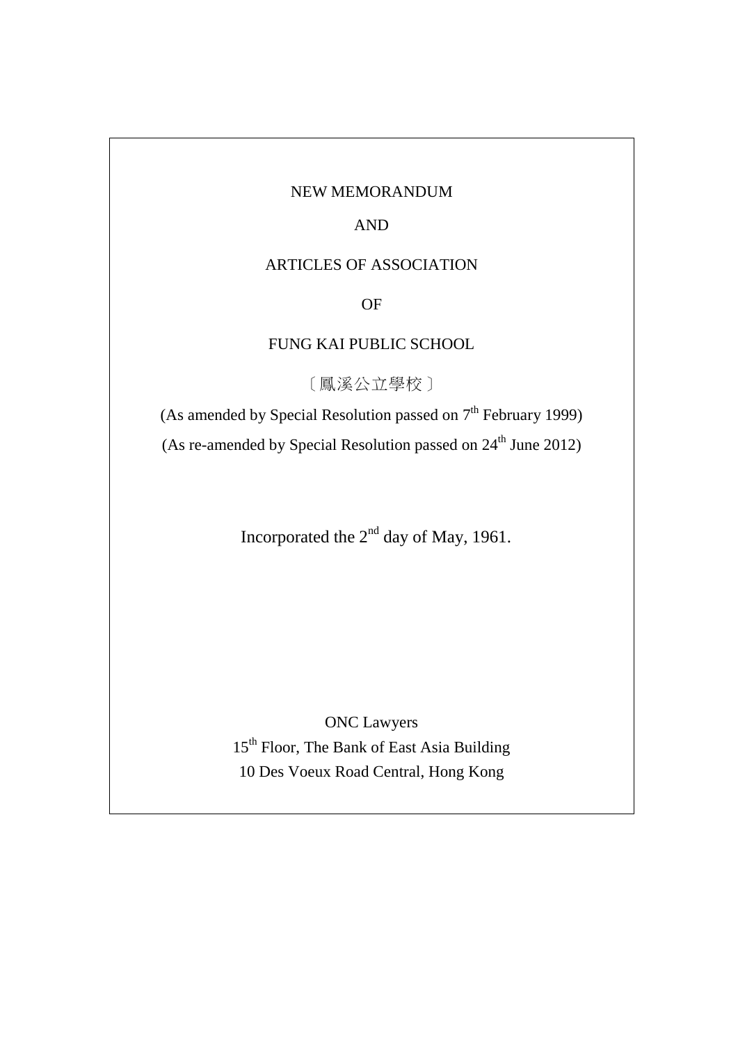# NEW MEMORANDUM

# AND

# ARTICLES OF ASSOCIATION

# OF

# FUNG KAI PUBLIC SCHOOL

〔鳳溪公立學校〕

(As amended by Special Resolution passed on 7th February 1999)

(As re-amended by Special Resolution passed on 24th June 2012)

Incorporated the 2nd day of May, 1961.

ONC Lawyers
15th Floor, The Bank of East Asia Building
10 Des Voeux Road Central, Hong Kong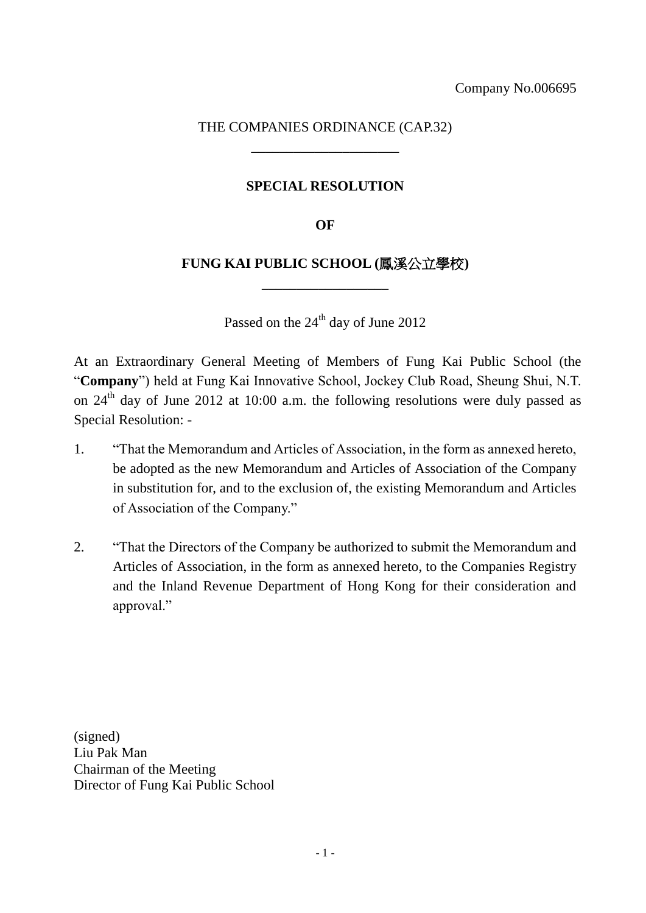Company No.006695

THE COMPANIES ORDINANCE (CAP.32)

---

**SPECIAL RESOLUTION**

**OF**

**FUNG KAI PUBLIC SCHOOL (鳳溪公立學校)**

---

Passed on the 24th day of June 2012

At an Extraordinary General Meeting of Members of Fung Kai Public School (the "**Company**") held at Fung Kai Innovative School, Jockey Club Road, Sheung Shui, N.T. on 24th day of June 2012 at 10:00 a.m. the following resolutions were duly passed as Special Resolution: -

1. "That the Memorandum and Articles of Association, in the form as annexed hereto, be adopted as the new Memorandum and Articles of Association of the Company in substitution for, and to the exclusion of, the existing Memorandum and Articles of Association of the Company."

2. "That the Directors of the Company be authorized to submit the Memorandum and Articles of Association, in the form as annexed hereto, to the Companies Registry and the Inland Revenue Department of Hong Kong for their consideration and approval."

(signed)
Liu Pak Man
Chairman of the Meeting
Director of Fung Kai Public School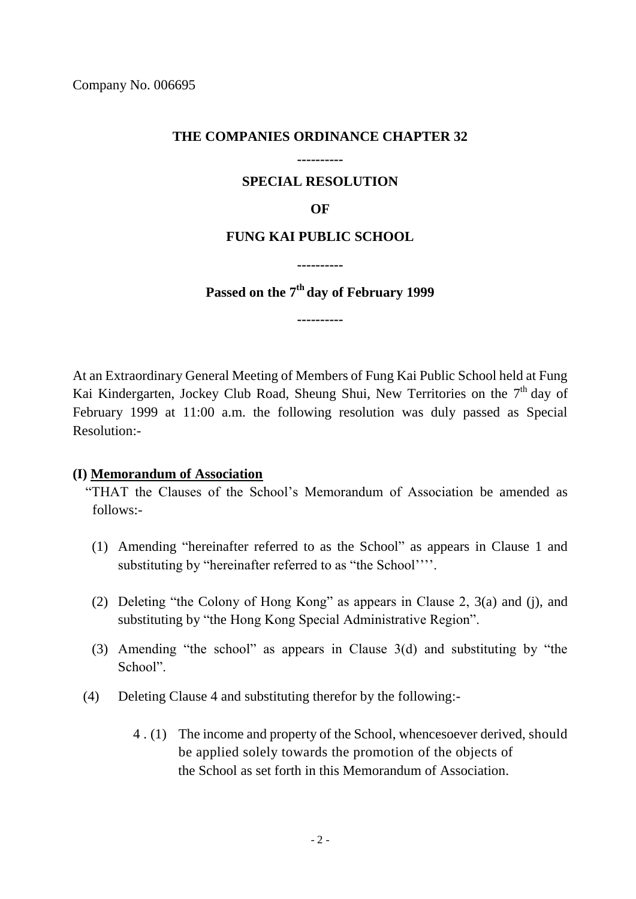Company No. 006695

**THE COMPANIES ORDINANCE CHAPTER 32**

**----------**

**SPECIAL RESOLUTION**

**OF**

**FUNG KAI PUBLIC SCHOOL**

**----------**

**Passed on the 7th day of February 1999**

**----------**

At an Extraordinary General Meeting of Members of Fung Kai Public School held at Fung Kai Kindergarten, Jockey Club Road, Sheung Shui, New Territories on the 7th day of February 1999 at 11:00 a.m. the following resolution was duly passed as Special Resolution:-

**(I) Memorandum of Association**

"THAT the Clauses of the School's Memorandum of Association be amended as follows:-

(1) Amending "hereinafter referred to as the School" as appears in Clause 1 and substituting by "hereinafter referred to as "the School''''.

(2) Deleting "the Colony of Hong Kong" as appears in Clause 2, 3(a) and (j), and substituting by "the Hong Kong Special Administrative Region".

(3) Amending "the school" as appears in Clause 3(d) and substituting by "the School".

(4) Deleting Clause 4 and substituting therefor by the following:-

4 . (1) The income and property of the School, whencesoever derived, should be applied solely towards the promotion of the objects of the School as set forth in this Memorandum of Association.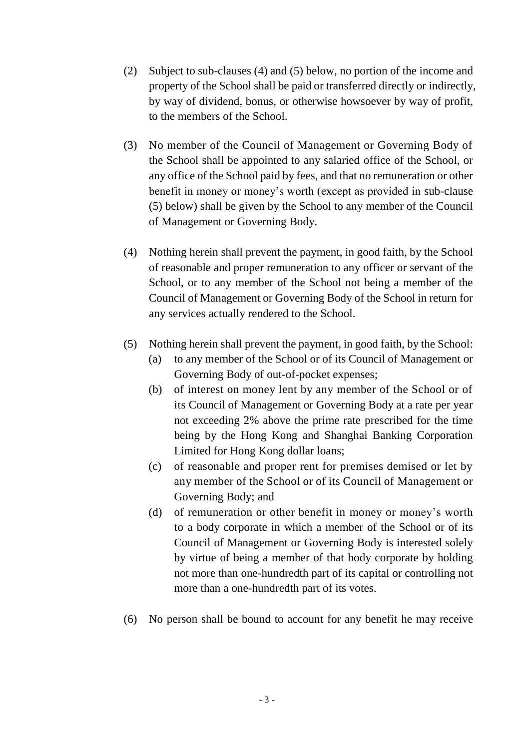(2) Subject to sub-clauses (4) and (5) below, no portion of the income and property of the School shall be paid or transferred directly or indirectly, by way of dividend, bonus, or otherwise howsoever by way of profit, to the members of the School.

(3) No member of the Council of Management or Governing Body of the School shall be appointed to any salaried office of the School, or any office of the School paid by fees, and that no remuneration or other benefit in money or money's worth (except as provided in sub-clause (5) below) shall be given by the School to any member of the Council of Management or Governing Body.

(4) Nothing herein shall prevent the payment, in good faith, by the School of reasonable and proper remuneration to any officer or servant of the School, or to any member of the School not being a member of the Council of Management or Governing Body of the School in return for any services actually rendered to the School.

(5) Nothing herein shall prevent the payment, in good faith, by the School:

   (a) to any member of the School or of its Council of Management or Governing Body of out-of-pocket expenses;

   (b) of interest on money lent by any member of the School or of its Council of Management or Governing Body at a rate per year not exceeding 2% above the prime rate prescribed for the time being by the Hong Kong and Shanghai Banking Corporation Limited for Hong Kong dollar loans;

   (c) of reasonable and proper rent for premises demised or let by any member of the School or of its Council of Management or Governing Body; and

   (d) of remuneration or other benefit in money or money's worth to a body corporate in which a member of the School or of its Council of Management or Governing Body is interested solely by virtue of being a member of that body corporate by holding not more than one-hundredth part of its capital or controlling not more than a one-hundredth part of its votes.

(6) No person shall be bound to account for any benefit he may receive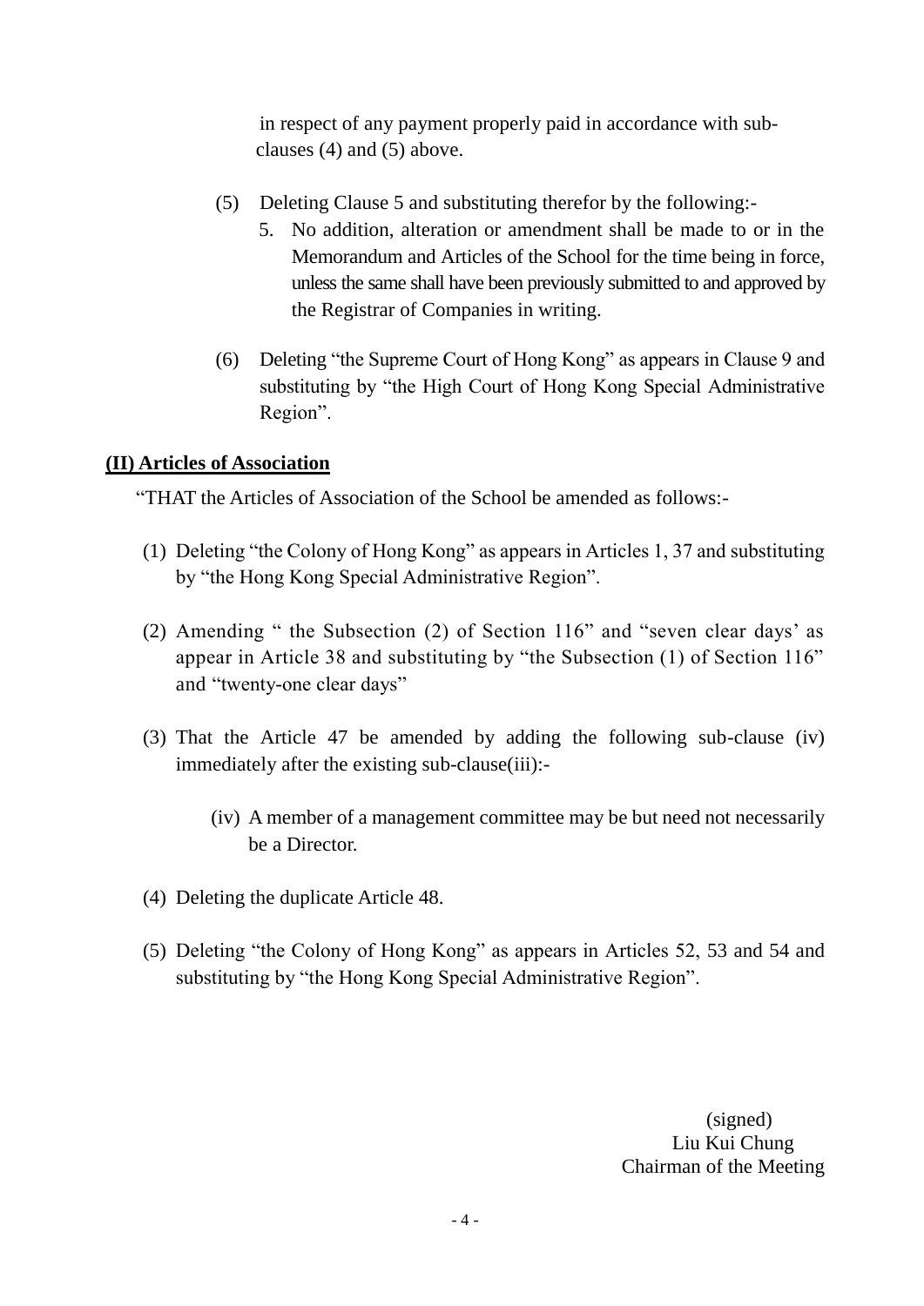in respect of any payment properly paid in accordance with sub-clauses (4) and (5) above.

(5) Deleting Clause 5 and substituting therefor by the following:-

5. No addition, alteration or amendment shall be made to or in the Memorandum and Articles of the School for the time being in force, unless the same shall have been previously submitted to and approved by the Registrar of Companies in writing.

(6) Deleting "the Supreme Court of Hong Kong" as appears in Clause 9 and substituting by "the High Court of Hong Kong Special Administrative Region".

**(II) Articles of Association**

"THAT the Articles of Association of the School be amended as follows:-

(1) Deleting "the Colony of Hong Kong" as appears in Articles 1, 37 and substituting by "the Hong Kong Special Administrative Region".

(2) Amending " the Subsection (2) of Section 116" and "seven clear days' as appear in Article 38 and substituting by "the Subsection (1) of Section 116" and "twenty-one clear days"

(3) That the Article 47 be amended by adding the following sub-clause (iv) immediately after the existing sub-clause(iii):-

(iv) A member of a management committee may be but need not necessarily be a Director.

(4) Deleting the duplicate Article 48.

(5) Deleting "the Colony of Hong Kong" as appears in Articles 52, 53 and 54 and substituting by "the Hong Kong Special Administrative Region".

(signed)
Liu Kui Chung
Chairman of the Meeting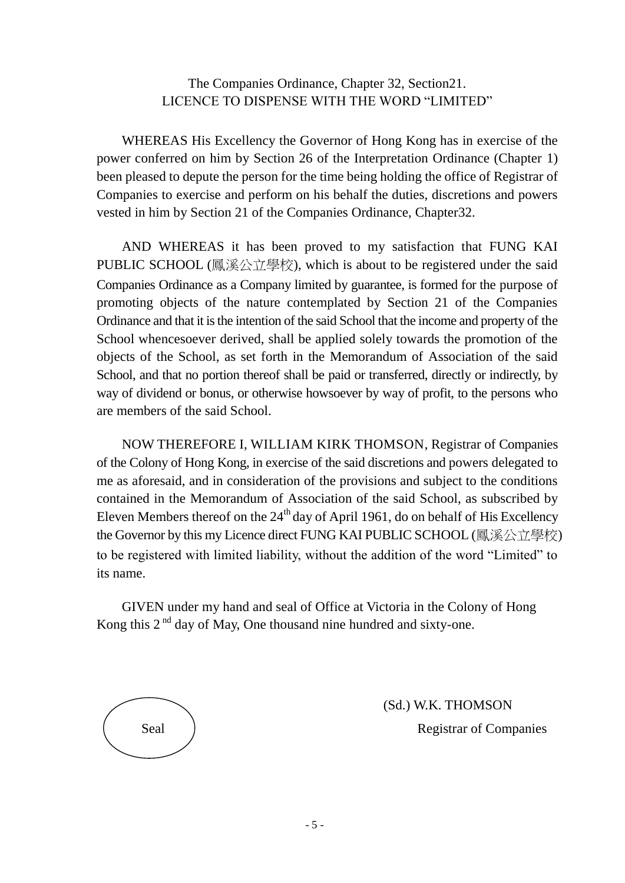The Companies Ordinance, Chapter 32, Section21.
LICENCE TO DISPENSE WITH THE WORD “LIMITED”

WHEREAS His Excellency the Governor of Hong Kong has in exercise of the power conferred on him by Section 26 of the Interpretation Ordinance (Chapter 1) been pleased to depute the person for the time being holding the office of Registrar of Companies to exercise and perform on his behalf the duties, discretions and powers vested in him by Section 21 of the Companies Ordinance, Chapter32.

AND WHEREAS it has been proved to my satisfaction that FUNG KAI PUBLIC SCHOOL (鳳溪公立學校), which is about to be registered under the said Companies Ordinance as a Company limited by guarantee, is formed for the purpose of promoting objects of the nature contemplated by Section 21 of the Companies Ordinance and that it is the intention of the said School that the income and property of the School whencesoever derived, shall be applied solely towards the promotion of the objects of the School, as set forth in the Memorandum of Association of the said School, and that no portion thereof shall be paid or transferred, directly or indirectly, by way of dividend or bonus, or otherwise howsoever by way of profit, to the persons who are members of the said School.

NOW THEREFORE I, WILLIAM KIRK THOMSON, Registrar of Companies of the Colony of Hong Kong, in exercise of the said discretions and powers delegated to me as aforesaid, and in consideration of the provisions and subject to the conditions contained in the Memorandum of Association of the said School, as subscribed by Eleven Members thereof on the 24th day of April 1961, do on behalf of His Excellency the Governor by this my Licence direct FUNG KAI PUBLIC SCHOOL (鳳溪公立學校) to be registered with limited liability, without the addition of the word “Limited” to its name.

GIVEN under my hand and seal of Office at Victoria in the Colony of Hong Kong this 2nd day of May, One thousand nine hundred and sixty-one.

Seal

(Sd.) W.K. THOMSON
Registrar of Companies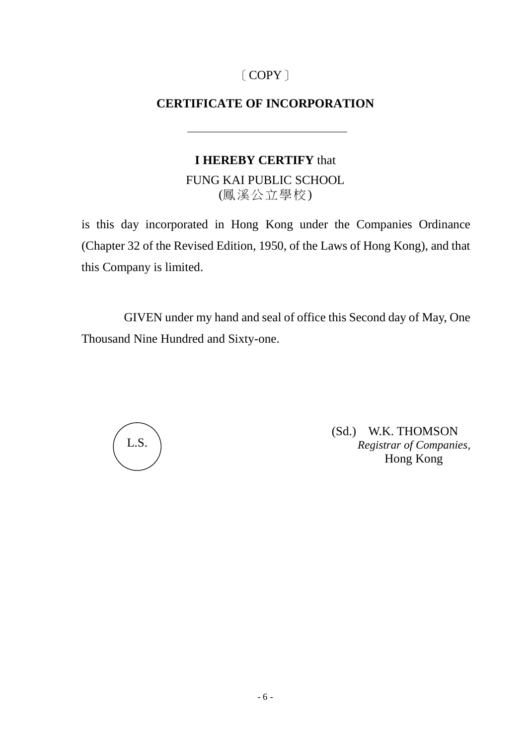〔COPY〕

# CERTIFICATE OF INCORPORATION

---

**I HEREBY CERTIFY** that

FUNG KAI PUBLIC SCHOOL
(鳳溪公立學校)

is this day incorporated in Hong Kong under the Companies Ordinance (Chapter 32 of the Revised Edition, 1950, of the Laws of Hong Kong), and that this Company is limited.

GIVEN under my hand and seal of office this Second day of May, One Thousand Nine Hundred and Sixty-one.

L.S.

(Sd.) W.K. THOMSON
*Registrar of Companies*,
Hong Kong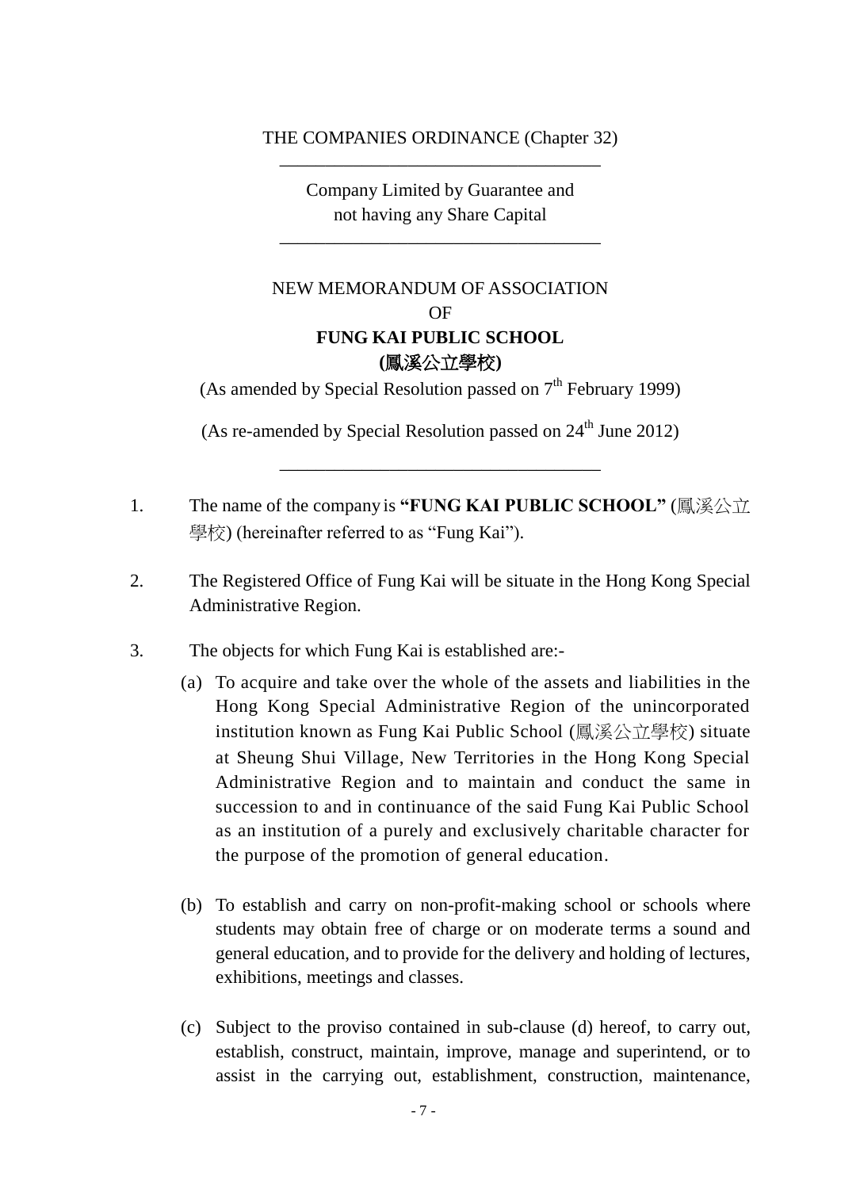THE COMPANIES ORDINANCE (Chapter 32)

---

Company Limited by Guarantee and
not having any Share Capital

---

NEW MEMORANDUM OF ASSOCIATION
OF
**FUNG KAI PUBLIC SCHOOL**
**(鳳溪公立學校)**

(As amended by Special Resolution passed on 7th February 1999)

(As re-amended by Special Resolution passed on 24th June 2012)

---

1. The name of the company is **"FUNG KAI PUBLIC SCHOOL"** (鳳溪公立學校) (hereinafter referred to as "Fung Kai").

2. The Registered Office of Fung Kai will be situate in the Hong Kong Special Administrative Region.

3. The objects for which Fung Kai is established are:-

   (a) To acquire and take over the whole of the assets and liabilities in the Hong Kong Special Administrative Region of the unincorporated institution known as Fung Kai Public School (鳳溪公立學校) situate at Sheung Shui Village, New Territories in the Hong Kong Special Administrative Region and to maintain and conduct the same in succession to and in continuance of the said Fung Kai Public School as an institution of a purely and exclusively charitable character for the purpose of the promotion of general education.

   (b) To establish and carry on non-profit-making school or schools where students may obtain free of charge or on moderate terms a sound and general education, and to provide for the delivery and holding of lectures, exhibitions, meetings and classes.

   (c) Subject to the proviso contained in sub-clause (d) hereof, to carry out, establish, construct, maintain, improve, manage and superintend, or to assist in the carrying out, establishment, construction, maintenance,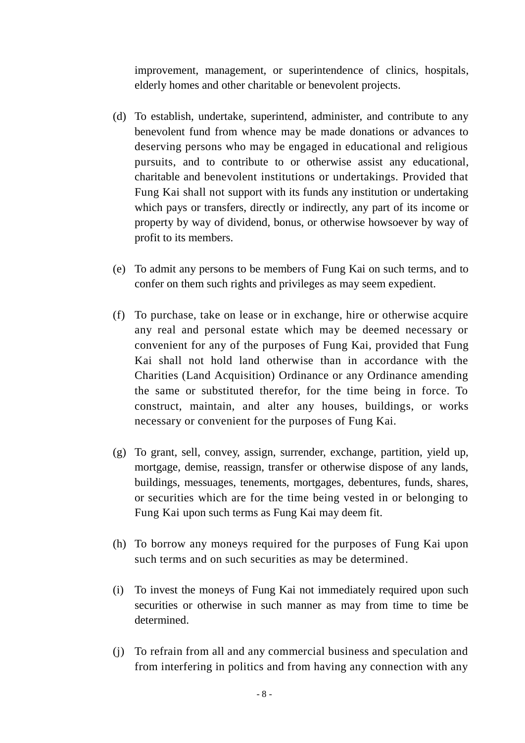improvement, management, or superintendence of clinics, hospitals, elderly homes and other charitable or benevolent projects.

(d) To establish, undertake, superintend, administer, and contribute to any benevolent fund from whence may be made donations or advances to deserving persons who may be engaged in educational and religious pursuits, and to contribute to or otherwise assist any educational, charitable and benevolent institutions or undertakings. Provided that Fung Kai shall not support with its funds any institution or undertaking which pays or transfers, directly or indirectly, any part of its income or property by way of dividend, bonus, or otherwise howsoever by way of profit to its members.

(e) To admit any persons to be members of Fung Kai on such terms, and to confer on them such rights and privileges as may seem expedient.

(f) To purchase, take on lease or in exchange, hire or otherwise acquire any real and personal estate which may be deemed necessary or convenient for any of the purposes of Fung Kai, provided that Fung Kai shall not hold land otherwise than in accordance with the Charities (Land Acquisition) Ordinance or any Ordinance amending the same or substituted therefor, for the time being in force. To construct, maintain, and alter any houses, buildings, or works necessary or convenient for the purposes of Fung Kai.

(g) To grant, sell, convey, assign, surrender, exchange, partition, yield up, mortgage, demise, reassign, transfer or otherwise dispose of any lands, buildings, messuages, tenements, mortgages, debentures, funds, shares, or securities which are for the time being vested in or belonging to Fung Kai upon such terms as Fung Kai may deem fit.

(h) To borrow any moneys required for the purposes of Fung Kai upon such terms and on such securities as may be determined.

(i) To invest the moneys of Fung Kai not immediately required upon such securities or otherwise in such manner as may from time to time be determined.

(j) To refrain from all and any commercial business and speculation and from interfering in politics and from having any connection with any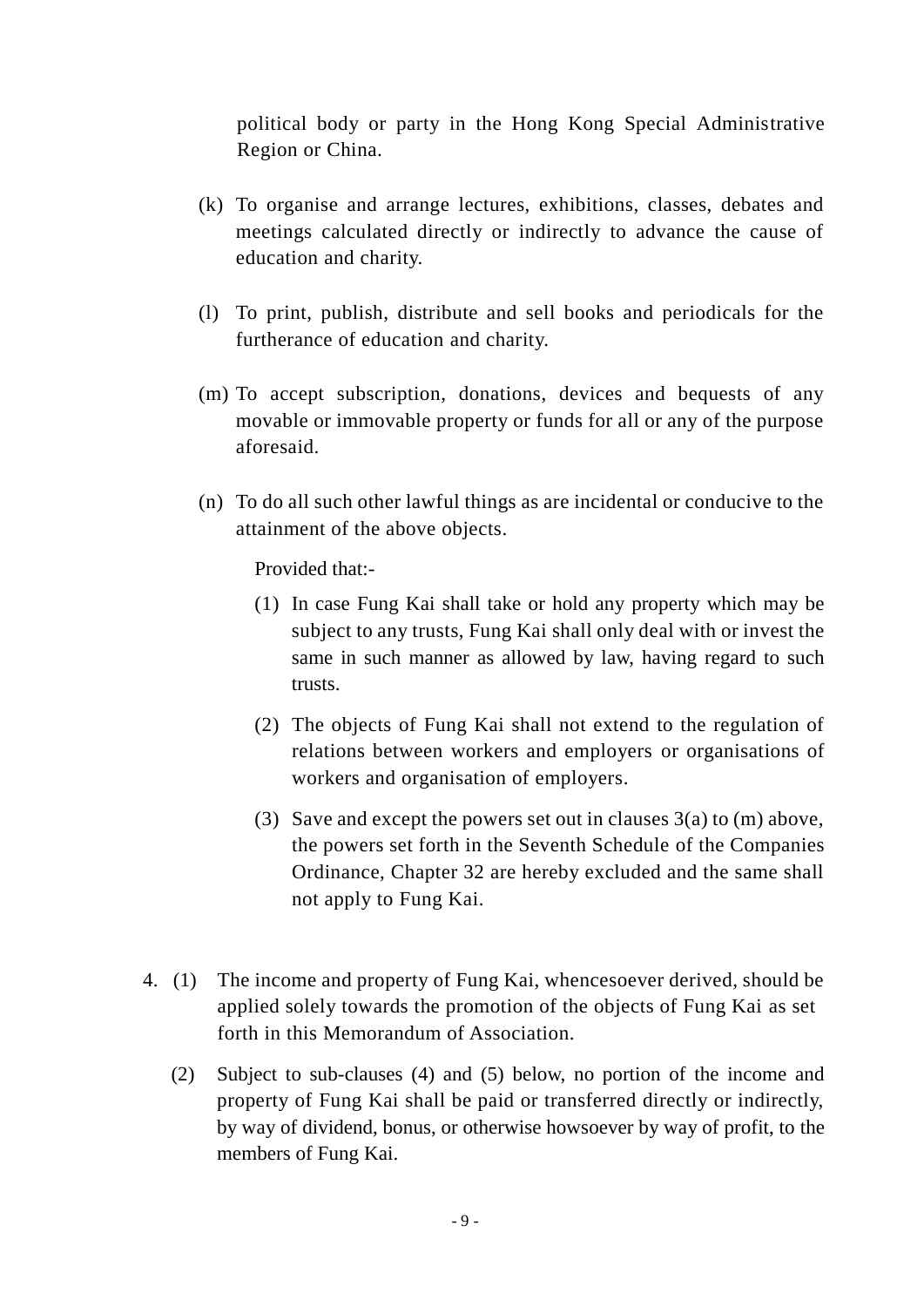political body or party in the Hong Kong Special Administrative Region or China.

(k) To organise and arrange lectures, exhibitions, classes, debates and meetings calculated directly or indirectly to advance the cause of education and charity.

(l) To print, publish, distribute and sell books and periodicals for the furtherance of education and charity.

(m) To accept subscription, donations, devices and bequests of any movable or immovable property or funds for all or any of the purpose aforesaid.

(n) To do all such other lawful things as are incidental or conducive to the attainment of the above objects.

Provided that:-

(1) In case Fung Kai shall take or hold any property which may be subject to any trusts, Fung Kai shall only deal with or invest the same in such manner as allowed by law, having regard to such trusts.

(2) The objects of Fung Kai shall not extend to the regulation of relations between workers and employers or organisations of workers and organisation of employers.

(3) Save and except the powers set out in clauses 3(a) to (m) above, the powers set forth in the Seventh Schedule of the Companies Ordinance, Chapter 32 are hereby excluded and the same shall not apply to Fung Kai.

4. (1) The income and property of Fung Kai, whencesoever derived, should be applied solely towards the promotion of the objects of Fung Kai as set forth in this Memorandum of Association.

(2) Subject to sub-clauses (4) and (5) below, no portion of the income and property of Fung Kai shall be paid or transferred directly or indirectly, by way of dividend, bonus, or otherwise howsoever by way of profit, to the members of Fung Kai.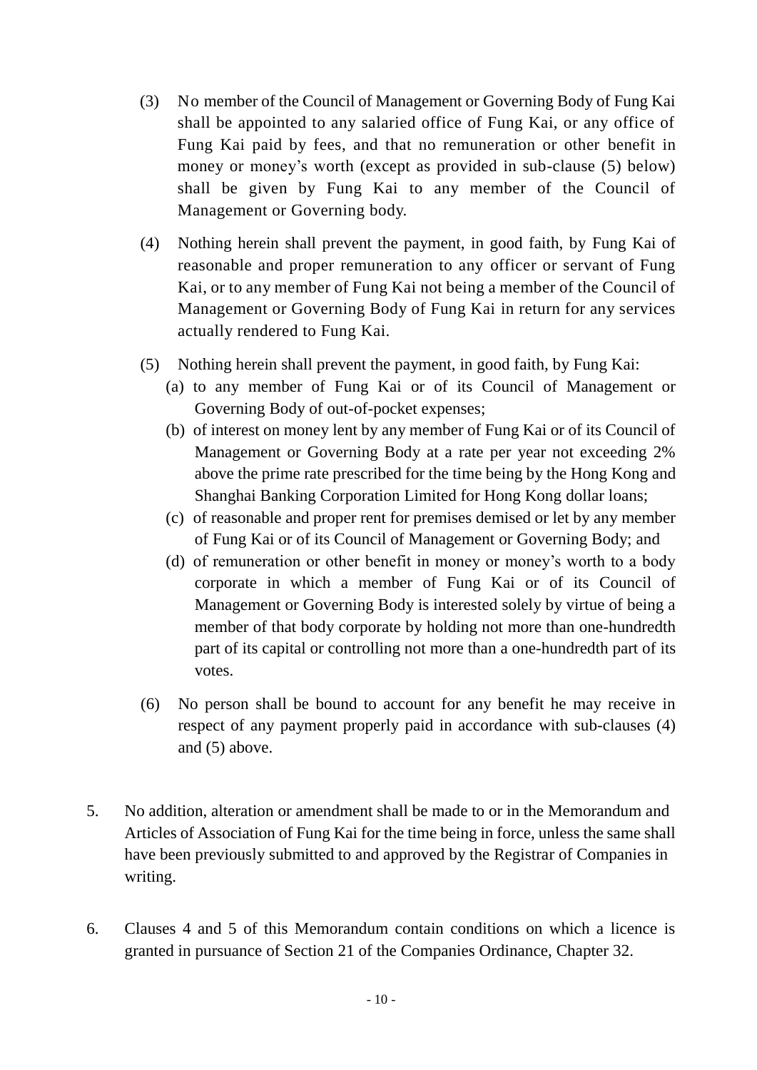(3) No member of the Council of Management or Governing Body of Fung Kai shall be appointed to any salaried office of Fung Kai, or any office of Fung Kai paid by fees, and that no remuneration or other benefit in money or money's worth (except as provided in sub-clause (5) below) shall be given by Fung Kai to any member of the Council of Management or Governing body.

(4) Nothing herein shall prevent the payment, in good faith, by Fung Kai of reasonable and proper remuneration to any officer or servant of Fung Kai, or to any member of Fung Kai not being a member of the Council of Management or Governing Body of Fung Kai in return for any services actually rendered to Fung Kai.

(5) Nothing herein shall prevent the payment, in good faith, by Fung Kai:

(a) to any member of Fung Kai or of its Council of Management or Governing Body of out-of-pocket expenses;

(b) of interest on money lent by any member of Fung Kai or of its Council of Management or Governing Body at a rate per year not exceeding 2% above the prime rate prescribed for the time being by the Hong Kong and Shanghai Banking Corporation Limited for Hong Kong dollar loans;

(c) of reasonable and proper rent for premises demised or let by any member of Fung Kai or of its Council of Management or Governing Body; and

(d) of remuneration or other benefit in money or money's worth to a body corporate in which a member of Fung Kai or of its Council of Management or Governing Body is interested solely by virtue of being a member of that body corporate by holding not more than one-hundredth part of its capital or controlling not more than a one-hundredth part of its votes.

(6) No person shall be bound to account for any benefit he may receive in respect of any payment properly paid in accordance with sub-clauses (4) and (5) above.

5. No addition, alteration or amendment shall be made to or in the Memorandum and Articles of Association of Fung Kai for the time being in force, unless the same shall have been previously submitted to and approved by the Registrar of Companies in writing.

6. Clauses 4 and 5 of this Memorandum contain conditions on which a licence is granted in pursuance of Section 21 of the Companies Ordinance, Chapter 32.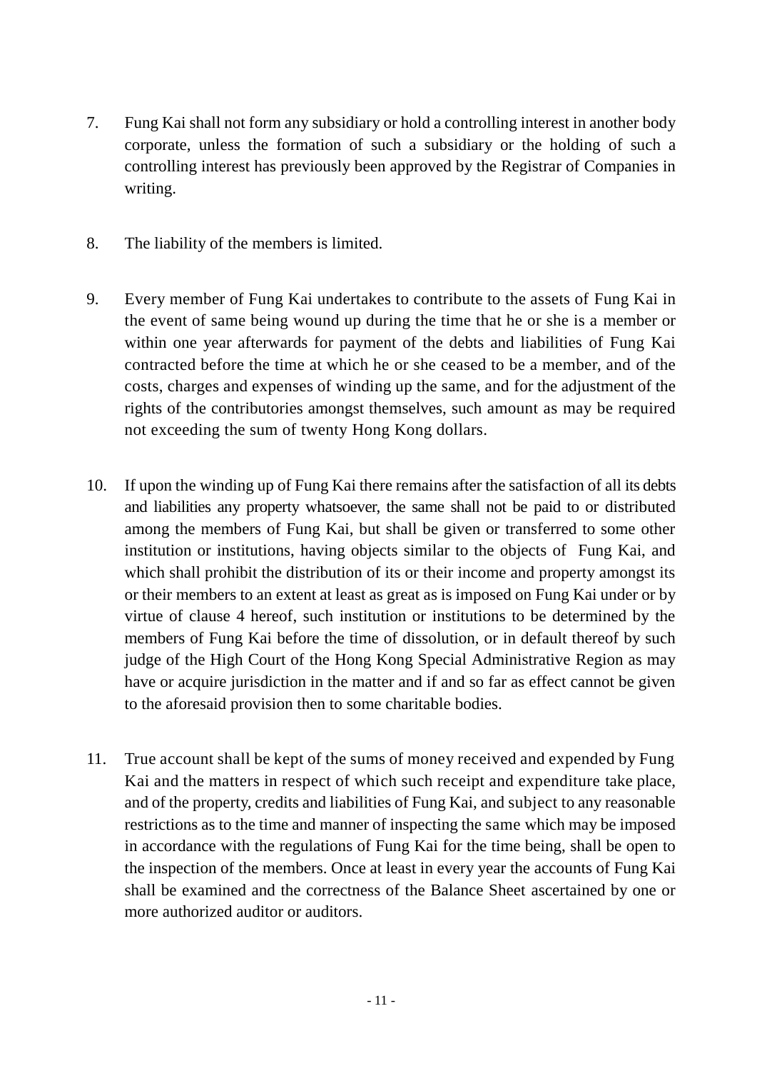7. Fung Kai shall not form any subsidiary or hold a controlling interest in another body corporate, unless the formation of such a subsidiary or the holding of such a controlling interest has previously been approved by the Registrar of Companies in writing.

8. The liability of the members is limited.

9. Every member of Fung Kai undertakes to contribute to the assets of Fung Kai in the event of same being wound up during the time that he or she is a member or within one year afterwards for payment of the debts and liabilities of Fung Kai contracted before the time at which he or she ceased to be a member, and of the costs, charges and expenses of winding up the same, and for the adjustment of the rights of the contributories amongst themselves, such amount as may be required not exceeding the sum of twenty Hong Kong dollars.

10. If upon the winding up of Fung Kai there remains after the satisfaction of all its debts and liabilities any property whatsoever, the same shall not be paid to or distributed among the members of Fung Kai, but shall be given or transferred to some other institution or institutions, having objects similar to the objects of Fung Kai, and which shall prohibit the distribution of its or their income and property amongst its or their members to an extent at least as great as is imposed on Fung Kai under or by virtue of clause 4 hereof, such institution or institutions to be determined by the members of Fung Kai before the time of dissolution, or in default thereof by such judge of the High Court of the Hong Kong Special Administrative Region as may have or acquire jurisdiction in the matter and if and so far as effect cannot be given to the aforesaid provision then to some charitable bodies.

11. True account shall be kept of the sums of money received and expended by Fung Kai and the matters in respect of which such receipt and expenditure take place, and of the property, credits and liabilities of Fung Kai, and subject to any reasonable restrictions as to the time and manner of inspecting the same which may be imposed in accordance with the regulations of Fung Kai for the time being, shall be open to the inspection of the members. Once at least in every year the accounts of Fung Kai shall be examined and the correctness of the Balance Sheet ascertained by one or more authorized auditor or auditors.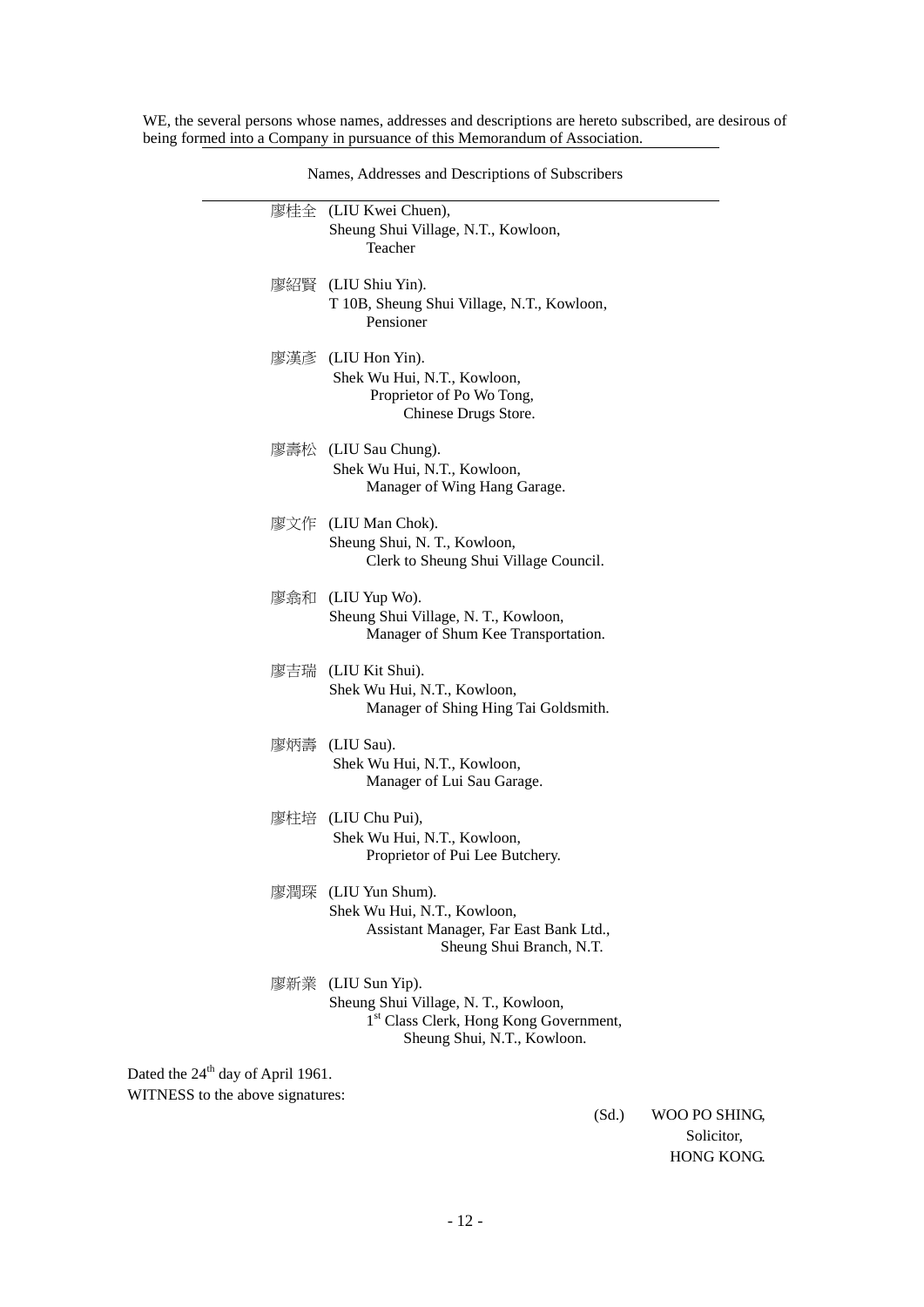WE, the several persons whose names, addresses and descriptions are hereto subscribed, are desirous of being formed into a Company in pursuance of this Memorandum of Association.

Names, Addresses and Descriptions of Subscribers

廖桂全 (LIU Kwei Chuen),
Sheung Shui Village, N.T., Kowloon,
Teacher

廖紹賢 (LIU Shiu Yin).
T 10B, Sheung Shui Village, N.T., Kowloon,
Pensioner

廖漢彥 (LIU Hon Yin).
Shek Wu Hui, N.T., Kowloon,
Proprietor of Po Wo Tong,
Chinese Drugs Store.

廖壽松 (LIU Sau Chung).
Shek Wu Hui, N.T., Kowloon,
Manager of Wing Hang Garage.

廖文作 (LIU Man Chok).
Sheung Shui, N. T., Kowloon,
Clerk to Sheung Shui Village Council.

廖翕和 (LIU Yup Wo).
Sheung Shui Village, N. T., Kowloon,
Manager of Shum Kee Transportation.

廖吉瑞 (LIU Kit Shui).
Shek Wu Hui, N.T., Kowloon,
Manager of Shing Hing Tai Goldsmith.

廖炳壽 (LIU Sau).
Shek Wu Hui, N.T., Kowloon,
Manager of Lui Sau Garage.

廖柱培 (LIU Chu Pui),
Shek Wu Hui, N.T., Kowloon,
Proprietor of Pui Lee Butchery.

廖潤琛 (LIU Yun Shum).
Shek Wu Hui, N.T., Kowloon,
Assistant Manager, Far East Bank Ltd.,
Sheung Shui Branch, N.T.

廖新業 (LIU Sun Yip).
Sheung Shui Village, N. T., Kowloon,
1st Class Clerk, Hong Kong Government,
Sheung Shui, N.T., Kowloon.

Dated the 24th day of April 1961.
WITNESS to the above signatures:

(Sd.) WOO PO SHING,
Solicitor,
HONG KONG.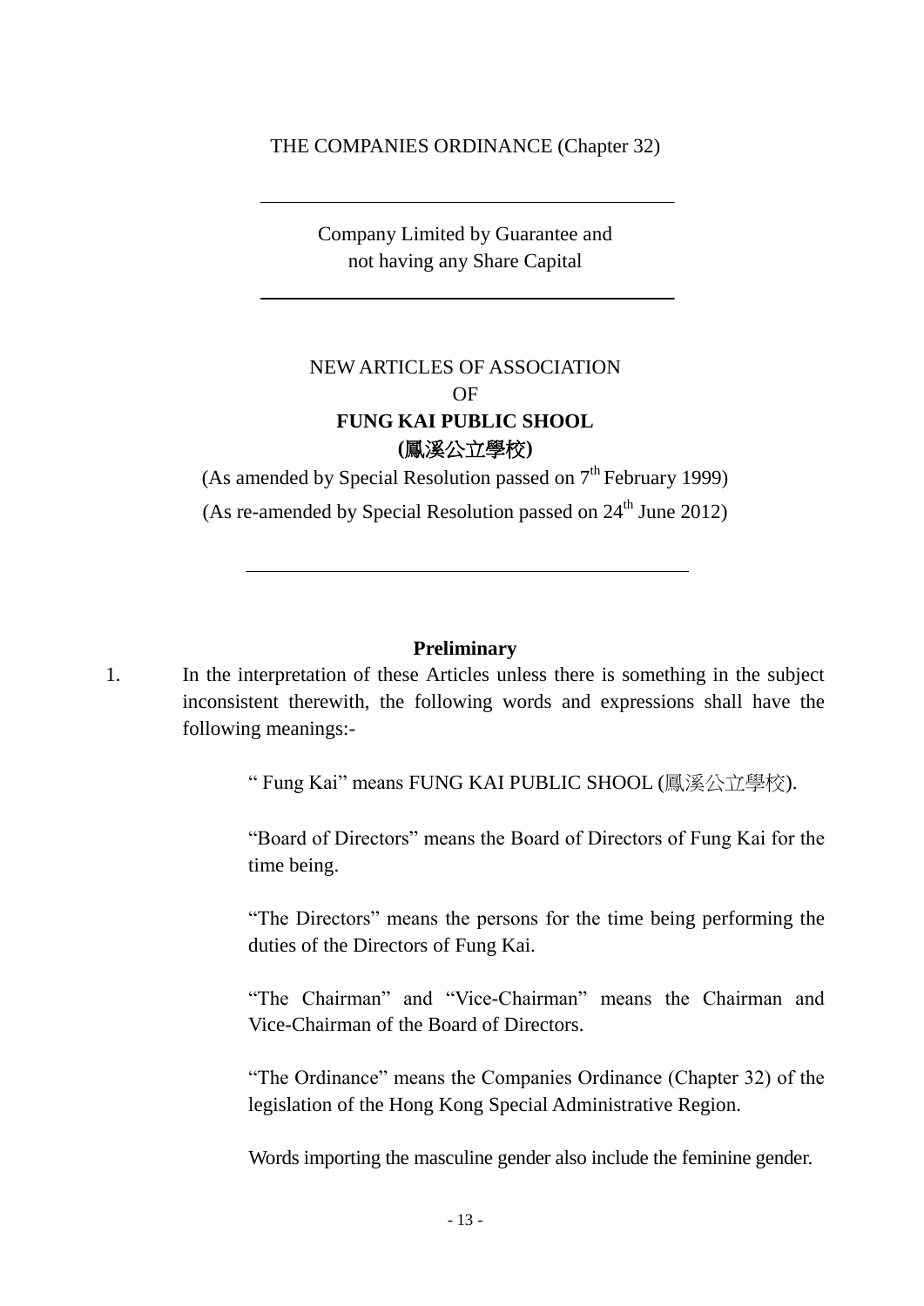THE COMPANIES ORDINANCE (Chapter 32)

---

Company Limited by Guarantee and
not having any Share Capital

---

NEW ARTICLES OF ASSOCIATION
OF
**FUNG KAI PUBLIC SHOOL**
**(鳳溪公立學校)**

(As amended by Special Resolution passed on 7th February 1999)
(As re-amended by Special Resolution passed on 24th June 2012)

---

**Preliminary**

1. In the interpretation of these Articles unless there is something in the subject inconsistent therewith, the following words and expressions shall have the following meanings:-

   " Fung Kai" means FUNG KAI PUBLIC SHOOL (鳳溪公立學校).

   "Board of Directors" means the Board of Directors of Fung Kai for the time being.

   "The Directors" means the persons for the time being performing the duties of the Directors of Fung Kai.

   "The Chairman" and "Vice-Chairman" means the Chairman and Vice-Chairman of the Board of Directors.

   "The Ordinance" means the Companies Ordinance (Chapter 32) of the legislation of the Hong Kong Special Administrative Region.

   Words importing the masculine gender also include the feminine gender.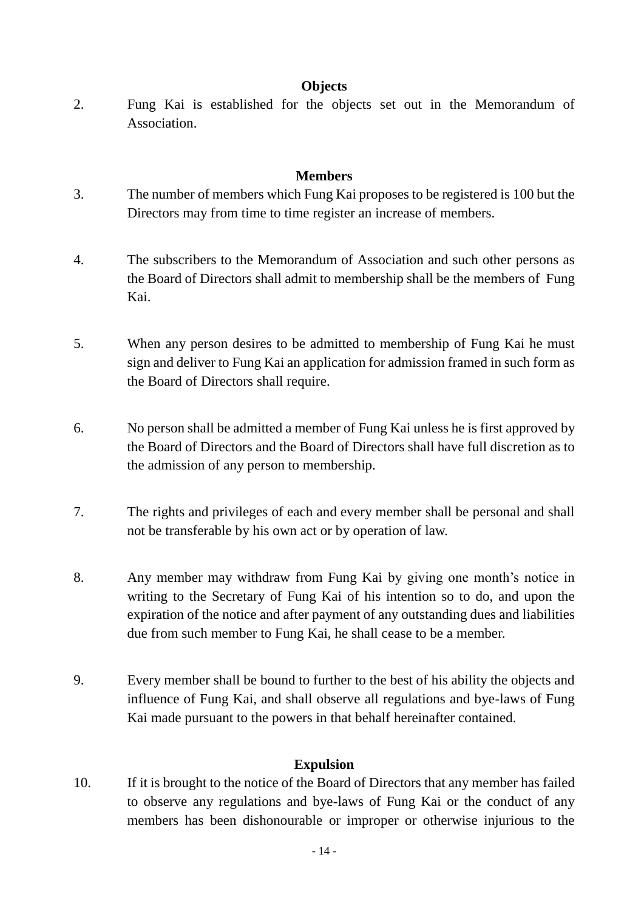### Objects

2. Fung Kai is established for the objects set out in the Memorandum of Association.

### Members

3. The number of members which Fung Kai proposes to be registered is 100 but the Directors may from time to time register an increase of members.

4. The subscribers to the Memorandum of Association and such other persons as the Board of Directors shall admit to membership shall be the members of Fung Kai.

5. When any person desires to be admitted to membership of Fung Kai he must sign and deliver to Fung Kai an application for admission framed in such form as the Board of Directors shall require.

6. No person shall be admitted a member of Fung Kai unless he is first approved by the Board of Directors and the Board of Directors shall have full discretion as to the admission of any person to membership.

7. The rights and privileges of each and every member shall be personal and shall not be transferable by his own act or by operation of law.

8. Any member may withdraw from Fung Kai by giving one month's notice in writing to the Secretary of Fung Kai of his intention so to do, and upon the expiration of the notice and after payment of any outstanding dues and liabilities due from such member to Fung Kai, he shall cease to be a member.

9. Every member shall be bound to further to the best of his ability the objects and influence of Fung Kai, and shall observe all regulations and bye-laws of Fung Kai made pursuant to the powers in that behalf hereinafter contained.

### Expulsion

10. If it is brought to the notice of the Board of Directors that any member has failed to observe any regulations and bye-laws of Fung Kai or the conduct of any members has been dishonourable or improper or otherwise injurious to the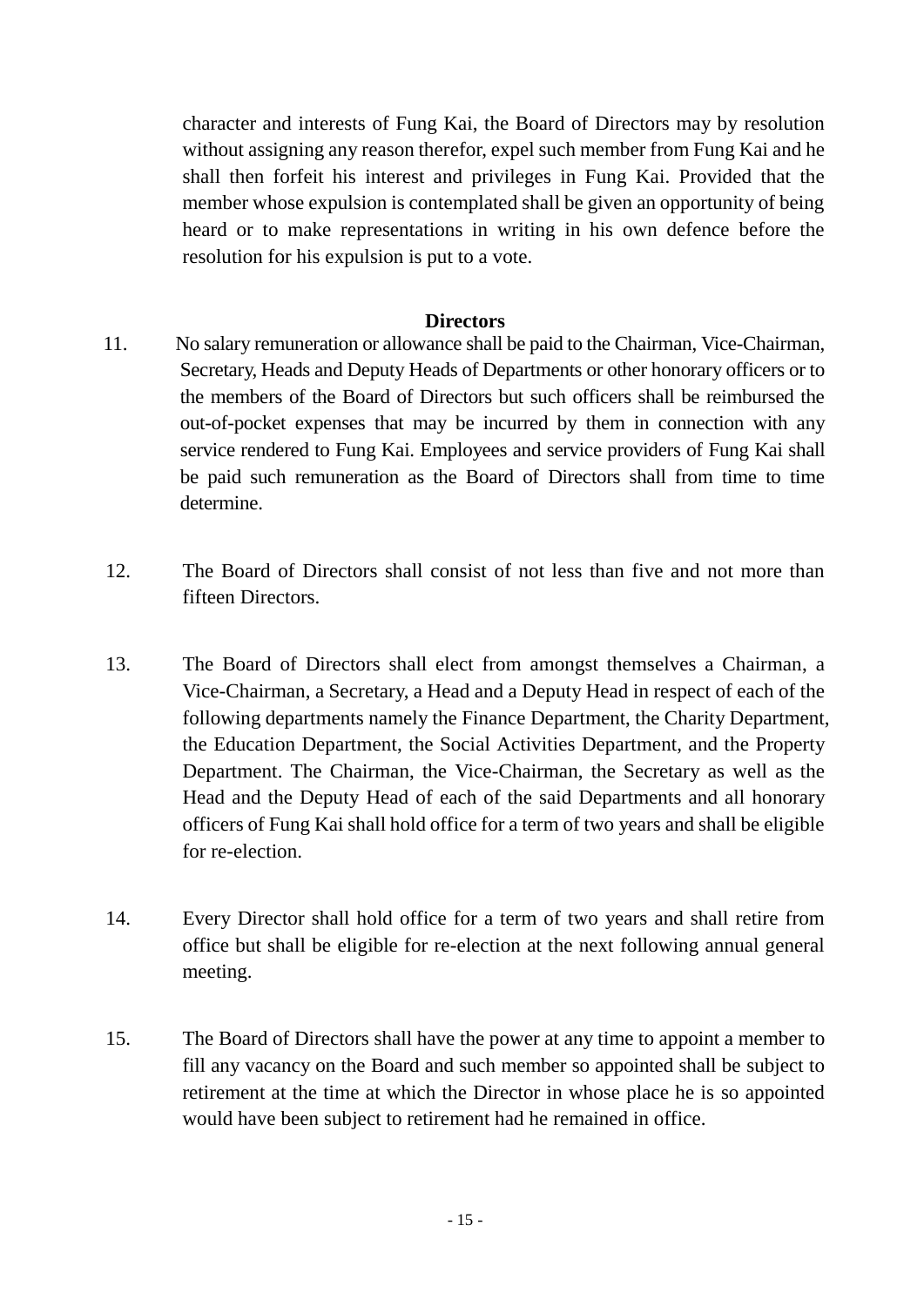character and interests of Fung Kai, the Board of Directors may by resolution without assigning any reason therefor, expel such member from Fung Kai and he shall then forfeit his interest and privileges in Fung Kai. Provided that the member whose expulsion is contemplated shall be given an opportunity of being heard or to make representations in writing in his own defence before the resolution for his expulsion is put to a vote.

## Directors

11. No salary remuneration or allowance shall be paid to the Chairman, Vice-Chairman, Secretary, Heads and Deputy Heads of Departments or other honorary officers or to the members of the Board of Directors but such officers shall be reimbursed the out-of-pocket expenses that may be incurred by them in connection with any service rendered to Fung Kai. Employees and service providers of Fung Kai shall be paid such remuneration as the Board of Directors shall from time to time determine.

12. The Board of Directors shall consist of not less than five and not more than fifteen Directors.

13. The Board of Directors shall elect from amongst themselves a Chairman, a Vice-Chairman, a Secretary, a Head and a Deputy Head in respect of each of the following departments namely the Finance Department, the Charity Department, the Education Department, the Social Activities Department, and the Property Department. The Chairman, the Vice-Chairman, the Secretary as well as the Head and the Deputy Head of each of the said Departments and all honorary officers of Fung Kai shall hold office for a term of two years and shall be eligible for re-election.

14. Every Director shall hold office for a term of two years and shall retire from office but shall be eligible for re-election at the next following annual general meeting.

15. The Board of Directors shall have the power at any time to appoint a member to fill any vacancy on the Board and such member so appointed shall be subject to retirement at the time at which the Director in whose place he is so appointed would have been subject to retirement had he remained in office.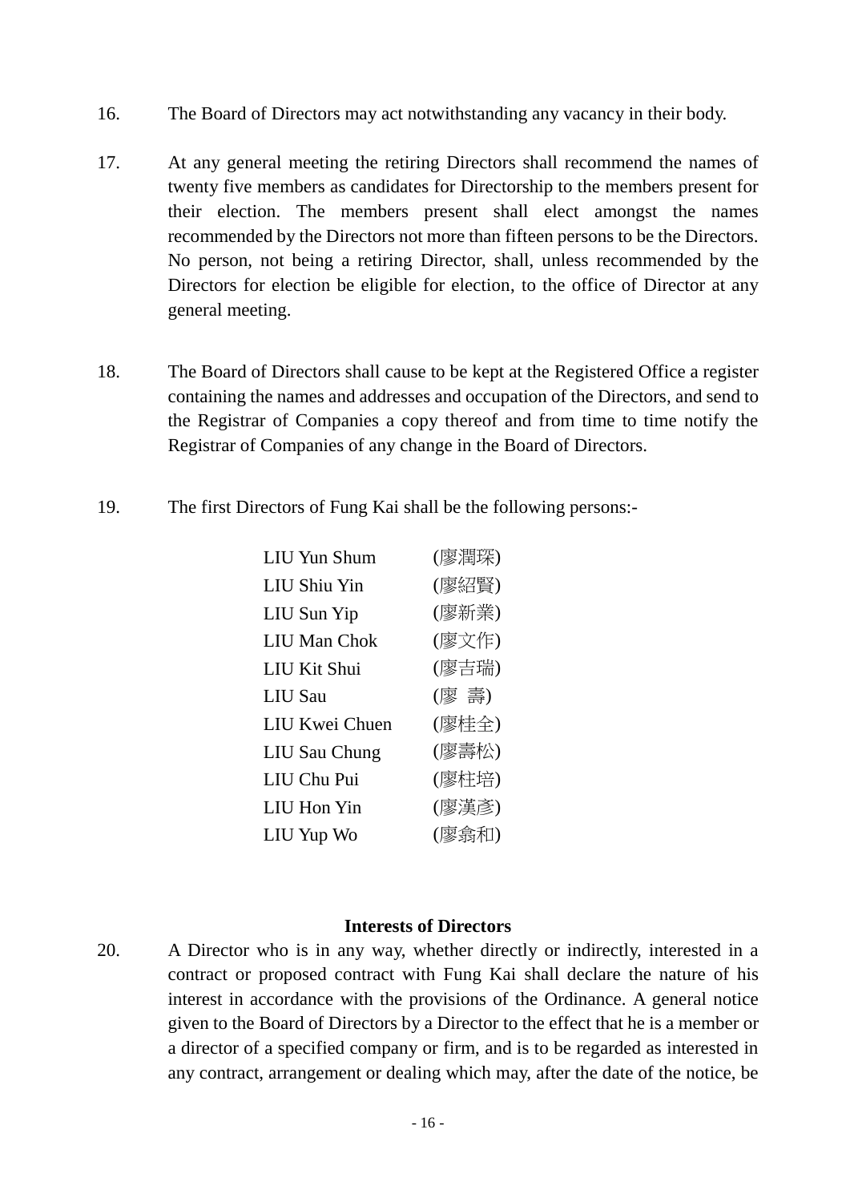16. The Board of Directors may act notwithstanding any vacancy in their body.

17. At any general meeting the retiring Directors shall recommend the names of twenty five members as candidates for Directorship to the members present for their election. The members present shall elect amongst the names recommended by the Directors not more than fifteen persons to be the Directors. No person, not being a retiring Director, shall, unless recommended by the Directors for election be eligible for election, to the office of Director at any general meeting.

18. The Board of Directors shall cause to be kept at the Registered Office a register containing the names and addresses and occupation of the Directors, and send to the Registrar of Companies a copy thereof and from time to time notify the Registrar of Companies of any change in the Board of Directors.

19. The first Directors of Fung Kai shall be the following persons:-

| | |
|---|---|
| LIU Yun Shum | (廖潤琛) |
| LIU Shiu Yin | (廖紹賢) |
| LIU Sun Yip | (廖新業) |
| LIU Man Chok | (廖文作) |
| LIU Kit Shui | (廖吉瑞) |
| LIU Sau | (廖 壽) |
| LIU Kwei Chuen | (廖桂全) |
| LIU Sau Chung | (廖壽松) |
| LIU Chu Pui | (廖柱培) |
| LIU Hon Yin | (廖漢彥) |
| LIU Yup Wo | (廖翕和) |

**Interests of Directors**

20. A Director who is in any way, whether directly or indirectly, interested in a contract or proposed contract with Fung Kai shall declare the nature of his interest in accordance with the provisions of the Ordinance. A general notice given to the Board of Directors by a Director to the effect that he is a member or a director of a specified company or firm, and is to be regarded as interested in any contract, arrangement or dealing which may, after the date of the notice, be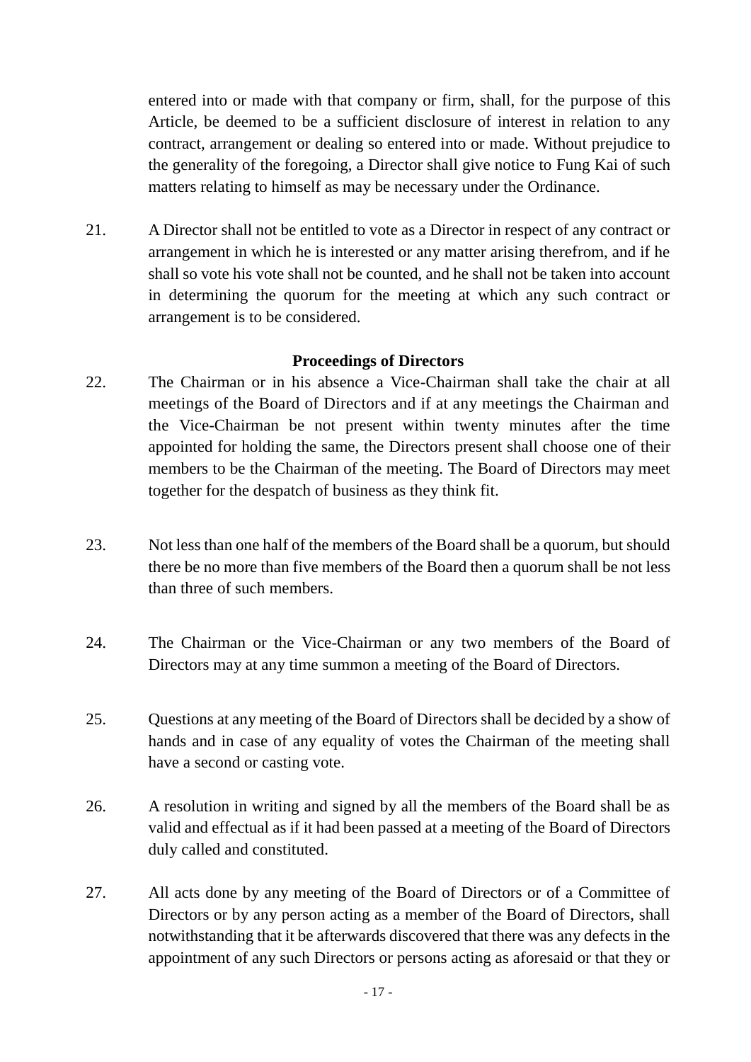entered into or made with that company or firm, shall, for the purpose of this Article, be deemed to be a sufficient disclosure of interest in relation to any contract, arrangement or dealing so entered into or made. Without prejudice to the generality of the foregoing, a Director shall give notice to Fung Kai of such matters relating to himself as may be necessary under the Ordinance.

21. A Director shall not be entitled to vote as a Director in respect of any contract or arrangement in which he is interested or any matter arising therefrom, and if he shall so vote his vote shall not be counted, and he shall not be taken into account in determining the quorum for the meeting at which any such contract or arrangement is to be considered.

**Proceedings of Directors**

22. The Chairman or in his absence a Vice-Chairman shall take the chair at all meetings of the Board of Directors and if at any meetings the Chairman and the Vice-Chairman be not present within twenty minutes after the time appointed for holding the same, the Directors present shall choose one of their members to be the Chairman of the meeting. The Board of Directors may meet together for the despatch of business as they think fit.

23. Not less than one half of the members of the Board shall be a quorum, but should there be no more than five members of the Board then a quorum shall be not less than three of such members.

24. The Chairman or the Vice-Chairman or any two members of the Board of Directors may at any time summon a meeting of the Board of Directors.

25. Questions at any meeting of the Board of Directors shall be decided by a show of hands and in case of any equality of votes the Chairman of the meeting shall have a second or casting vote.

26. A resolution in writing and signed by all the members of the Board shall be as valid and effectual as if it had been passed at a meeting of the Board of Directors duly called and constituted.

27. All acts done by any meeting of the Board of Directors or of a Committee of Directors or by any person acting as a member of the Board of Directors, shall notwithstanding that it be afterwards discovered that there was any defects in the appointment of any such Directors or persons acting as aforesaid or that they or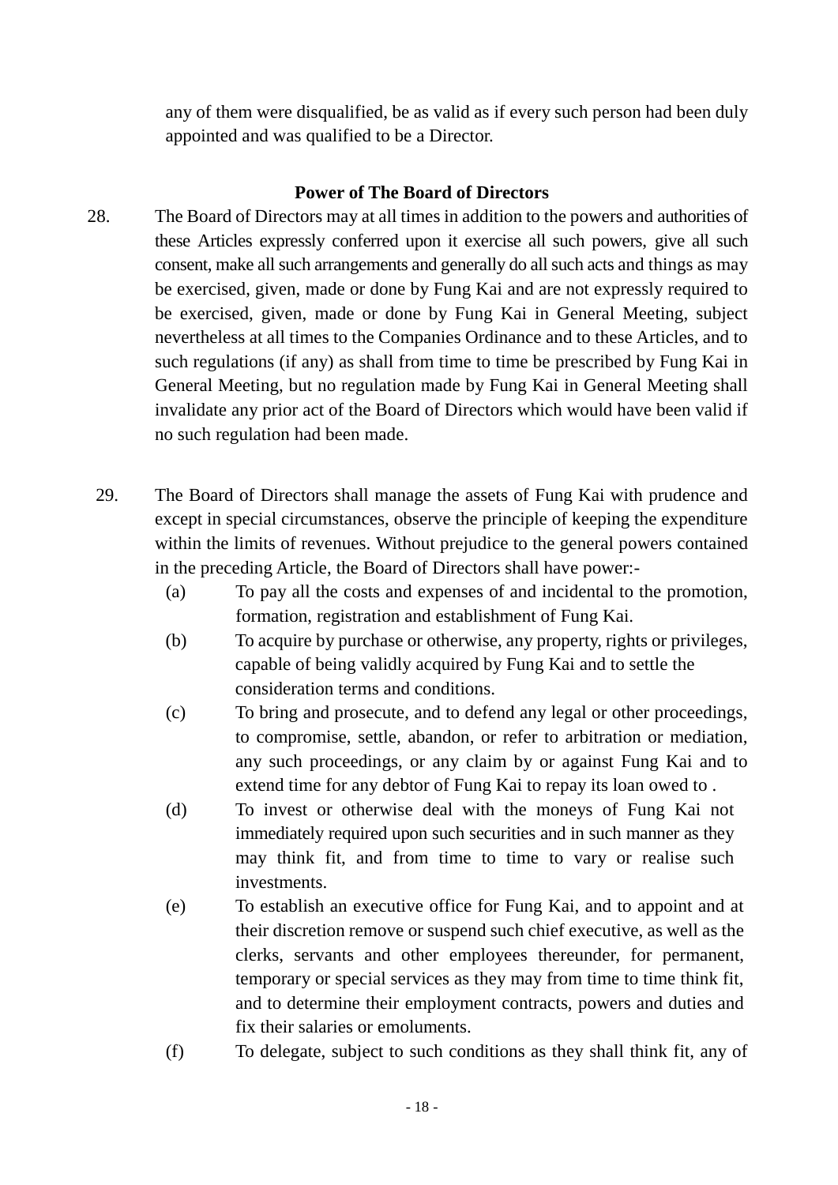any of them were disqualified, be as valid as if every such person had been duly appointed and was qualified to be a Director.

### Power of The Board of Directors

28. The Board of Directors may at all times in addition to the powers and authorities of these Articles expressly conferred upon it exercise all such powers, give all such consent, make all such arrangements and generally do all such acts and things as may be exercised, given, made or done by Fung Kai and are not expressly required to be exercised, given, made or done by Fung Kai in General Meeting, subject nevertheless at all times to the Companies Ordinance and to these Articles, and to such regulations (if any) as shall from time to time be prescribed by Fung Kai in General Meeting, but no regulation made by Fung Kai in General Meeting shall invalidate any prior act of the Board of Directors which would have been valid if no such regulation had been made.

29. The Board of Directors shall manage the assets of Fung Kai with prudence and except in special circumstances, observe the principle of keeping the expenditure within the limits of revenues. Without prejudice to the general powers contained in the preceding Article, the Board of Directors shall have power:-

    (a) To pay all the costs and expenses of and incidental to the promotion, formation, registration and establishment of Fung Kai.

    (b) To acquire by purchase or otherwise, any property, rights or privileges, capable of being validly acquired by Fung Kai and to settle the consideration terms and conditions.

    (c) To bring and prosecute, and to defend any legal or other proceedings, to compromise, settle, abandon, or refer to arbitration or mediation, any such proceedings, or any claim by or against Fung Kai and to extend time for any debtor of Fung Kai to repay its loan owed to .

    (d) To invest or otherwise deal with the moneys of Fung Kai not immediately required upon such securities and in such manner as they may think fit, and from time to time to vary or realise such investments.

    (e) To establish an executive office for Fung Kai, and to appoint and at their discretion remove or suspend such chief executive, as well as the clerks, servants and other employees thereunder, for permanent, temporary or special services as they may from time to time think fit, and to determine their employment contracts, powers and duties and fix their salaries or emoluments.

    (f) To delegate, subject to such conditions as they shall think fit, any of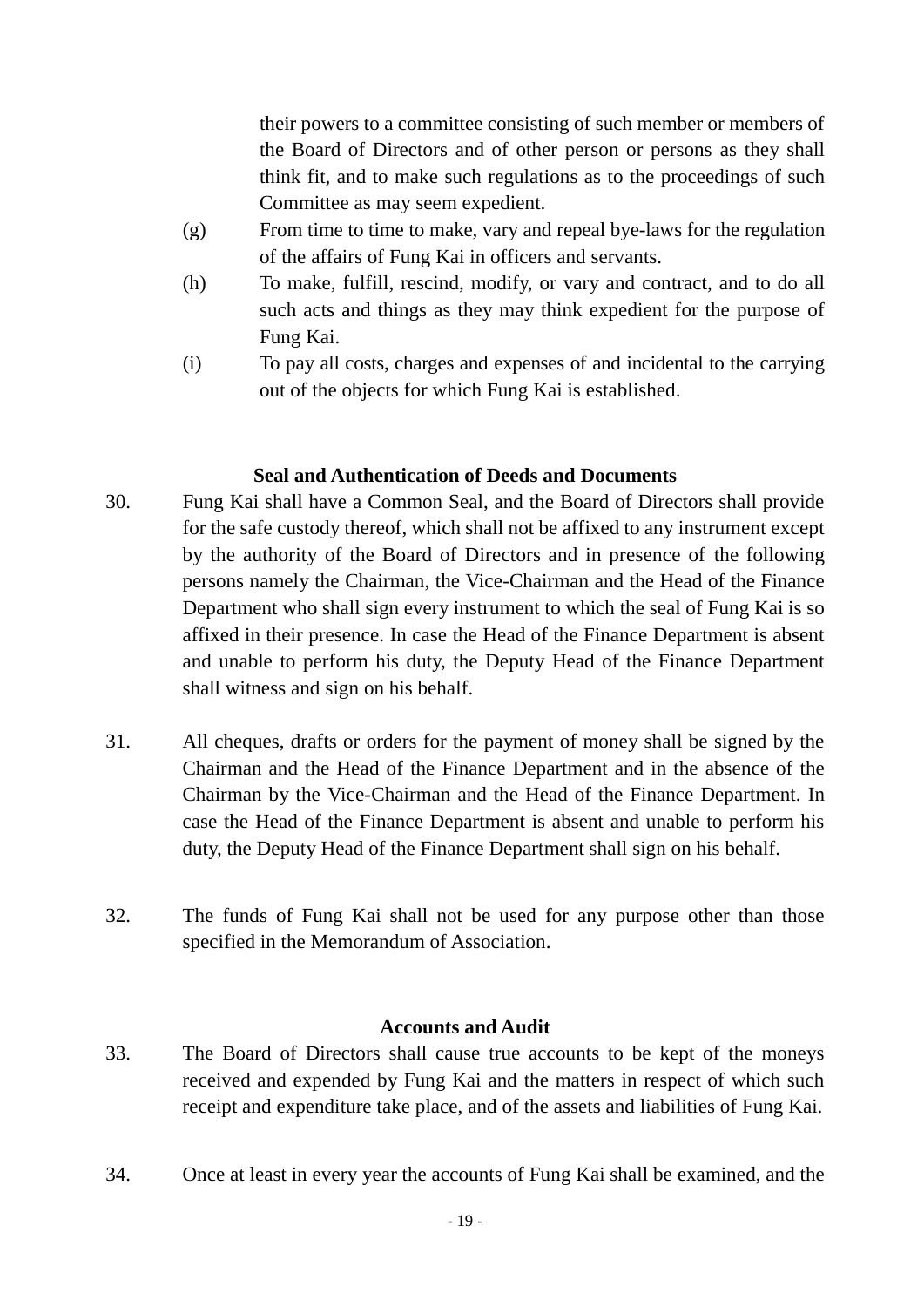their powers to a committee consisting of such member or members of the Board of Directors and of other person or persons as they shall think fit, and to make such regulations as to the proceedings of such Committee as may seem expedient.

(g) From time to time to make, vary and repeal bye-laws for the regulation of the affairs of Fung Kai in officers and servants.

(h) To make, fulfill, rescind, modify, or vary and contract, and to do all such acts and things as they may think expedient for the purpose of Fung Kai.

(i) To pay all costs, charges and expenses of and incidental to the carrying out of the objects for which Fung Kai is established.

### Seal and Authentication of Deeds and Documents

30. Fung Kai shall have a Common Seal, and the Board of Directors shall provide for the safe custody thereof, which shall not be affixed to any instrument except by the authority of the Board of Directors and in presence of the following persons namely the Chairman, the Vice-Chairman and the Head of the Finance Department who shall sign every instrument to which the seal of Fung Kai is so affixed in their presence. In case the Head of the Finance Department is absent and unable to perform his duty, the Deputy Head of the Finance Department shall witness and sign on his behalf.

31. All cheques, drafts or orders for the payment of money shall be signed by the Chairman and the Head of the Finance Department and in the absence of the Chairman by the Vice-Chairman and the Head of the Finance Department. In case the Head of the Finance Department is absent and unable to perform his duty, the Deputy Head of the Finance Department shall sign on his behalf.

32. The funds of Fung Kai shall not be used for any purpose other than those specified in the Memorandum of Association.

### Accounts and Audit

33. The Board of Directors shall cause true accounts to be kept of the moneys received and expended by Fung Kai and the matters in respect of which such receipt and expenditure take place, and of the assets and liabilities of Fung Kai.

34. Once at least in every year the accounts of Fung Kai shall be examined, and the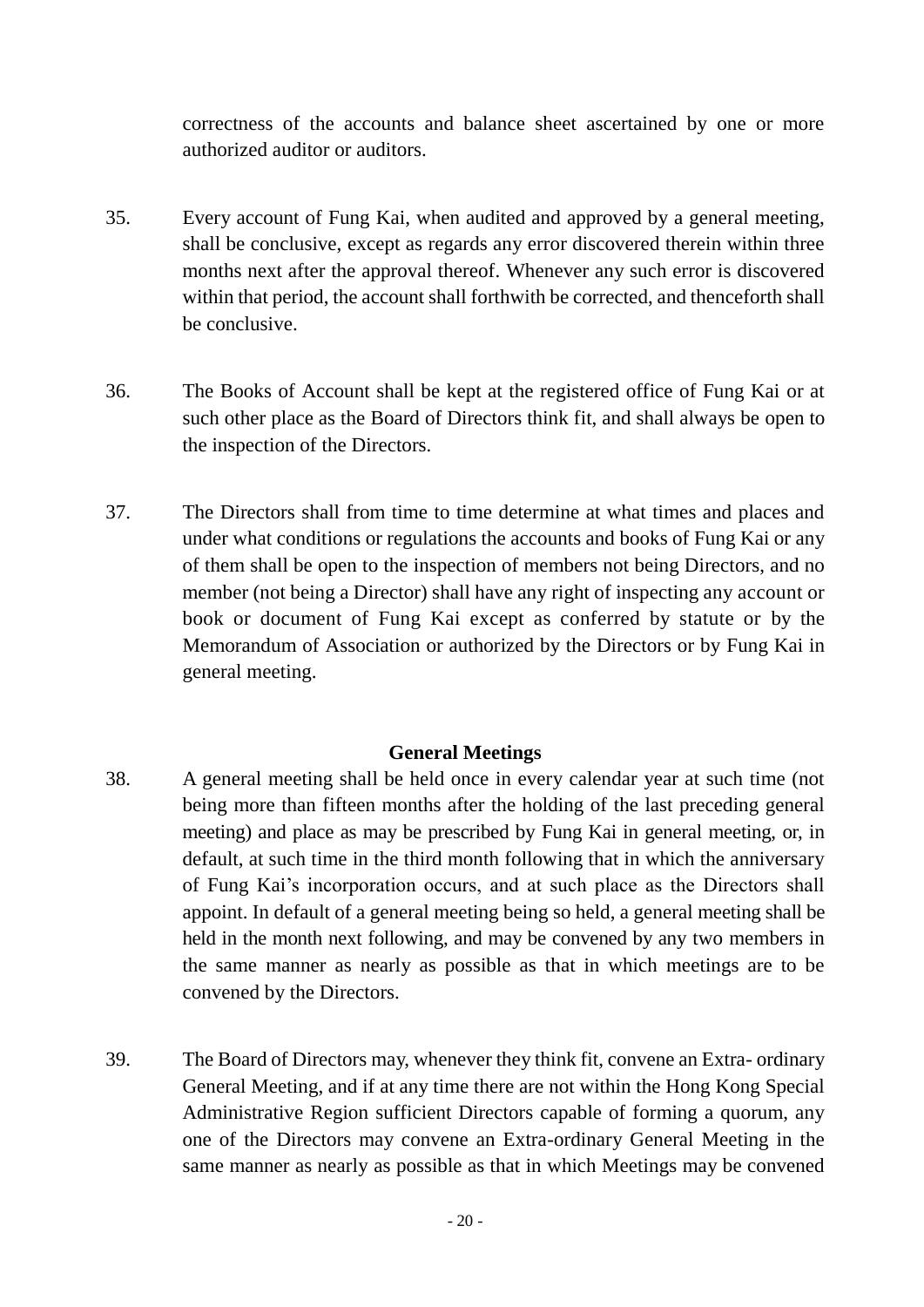correctness of the accounts and balance sheet ascertained by one or more authorized auditor or auditors.

35. Every account of Fung Kai, when audited and approved by a general meeting, shall be conclusive, except as regards any error discovered therein within three months next after the approval thereof. Whenever any such error is discovered within that period, the account shall forthwith be corrected, and thenceforth shall be conclusive.

36. The Books of Account shall be kept at the registered office of Fung Kai or at such other place as the Board of Directors think fit, and shall always be open to the inspection of the Directors.

37. The Directors shall from time to time determine at what times and places and under what conditions or regulations the accounts and books of Fung Kai or any of them shall be open to the inspection of members not being Directors, and no member (not being a Director) shall have any right of inspecting any account or book or document of Fung Kai except as conferred by statute or by the Memorandum of Association or authorized by the Directors or by Fung Kai in general meeting.

## General Meetings

38. A general meeting shall be held once in every calendar year at such time (not being more than fifteen months after the holding of the last preceding general meeting) and place as may be prescribed by Fung Kai in general meeting, or, in default, at such time in the third month following that in which the anniversary of Fung Kai's incorporation occurs, and at such place as the Directors shall appoint. In default of a general meeting being so held, a general meeting shall be held in the month next following, and may be convened by any two members in the same manner as nearly as possible as that in which meetings are to be convened by the Directors.

39. The Board of Directors may, whenever they think fit, convene an Extra- ordinary General Meeting, and if at any time there are not within the Hong Kong Special Administrative Region sufficient Directors capable of forming a quorum, any one of the Directors may convene an Extra-ordinary General Meeting in the same manner as nearly as possible as that in which Meetings may be convened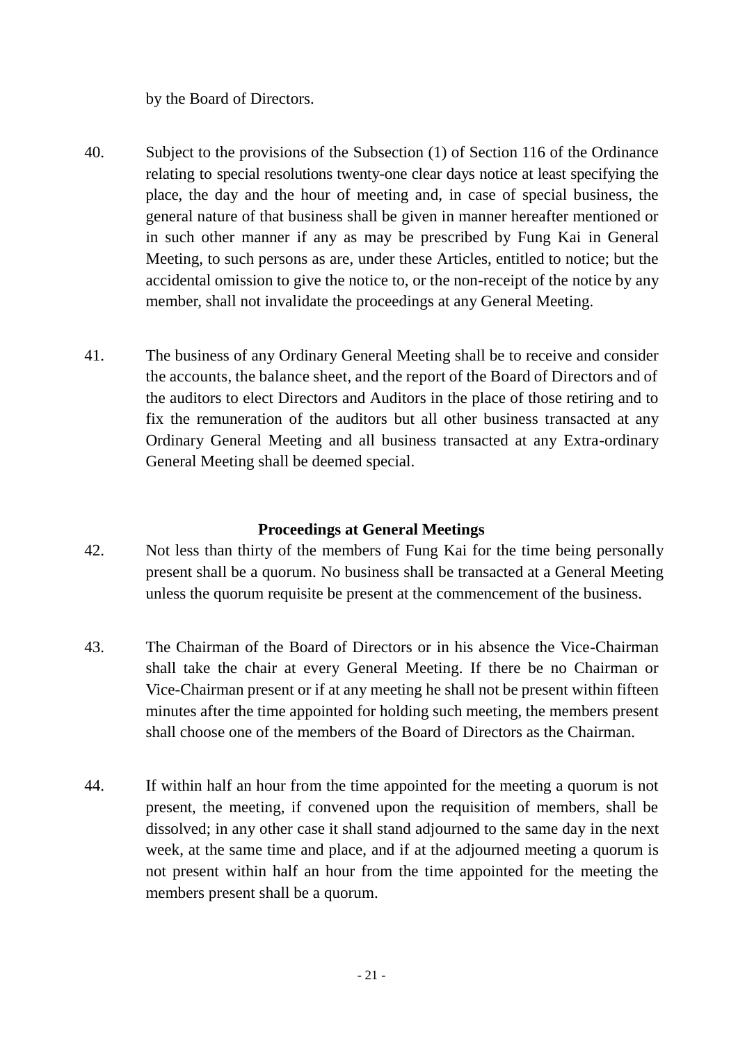by the Board of Directors.

40. Subject to the provisions of the Subsection (1) of Section 116 of the Ordinance relating to special resolutions twenty-one clear days notice at least specifying the place, the day and the hour of meeting and, in case of special business, the general nature of that business shall be given in manner hereafter mentioned or in such other manner if any as may be prescribed by Fung Kai in General Meeting, to such persons as are, under these Articles, entitled to notice; but the accidental omission to give the notice to, or the non-receipt of the notice by any member, shall not invalidate the proceedings at any General Meeting.

41. The business of any Ordinary General Meeting shall be to receive and consider the accounts, the balance sheet, and the report of the Board of Directors and of the auditors to elect Directors and Auditors in the place of those retiring and to fix the remuneration of the auditors but all other business transacted at any Ordinary General Meeting and all business transacted at any Extra-ordinary General Meeting shall be deemed special.

**Proceedings at General Meetings**

42. Not less than thirty of the members of Fung Kai for the time being personally present shall be a quorum. No business shall be transacted at a General Meeting unless the quorum requisite be present at the commencement of the business.

43. The Chairman of the Board of Directors or in his absence the Vice-Chairman shall take the chair at every General Meeting. If there be no Chairman or Vice-Chairman present or if at any meeting he shall not be present within fifteen minutes after the time appointed for holding such meeting, the members present shall choose one of the members of the Board of Directors as the Chairman.

44. If within half an hour from the time appointed for the meeting a quorum is not present, the meeting, if convened upon the requisition of members, shall be dissolved; in any other case it shall stand adjourned to the same day in the next week, at the same time and place, and if at the adjourned meeting a quorum is not present within half an hour from the time appointed for the meeting the members present shall be a quorum.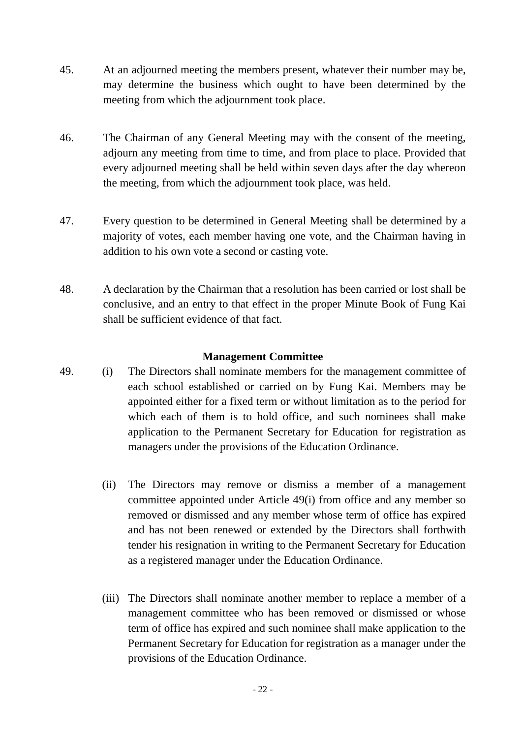45. At an adjourned meeting the members present, whatever their number may be, may determine the business which ought to have been determined by the meeting from which the adjournment took place.

46. The Chairman of any General Meeting may with the consent of the meeting, adjourn any meeting from time to time, and from place to place. Provided that every adjourned meeting shall be held within seven days after the day whereon the meeting, from which the adjournment took place, was held.

47. Every question to be determined in General Meeting shall be determined by a majority of votes, each member having one vote, and the Chairman having in addition to his own vote a second or casting vote.

48. A declaration by the Chairman that a resolution has been carried or lost shall be conclusive, and an entry to that effect in the proper Minute Book of Fung Kai shall be sufficient evidence of that fact.

**Management Committee**

49. (i) The Directors shall nominate members for the management committee of each school established or carried on by Fung Kai. Members may be appointed either for a fixed term or without limitation as to the period for which each of them is to hold office, and such nominees shall make application to the Permanent Secretary for Education for registration as managers under the provisions of the Education Ordinance.

(ii) The Directors may remove or dismiss a member of a management committee appointed under Article 49(i) from office and any member so removed or dismissed and any member whose term of office has expired and has not been renewed or extended by the Directors shall forthwith tender his resignation in writing to the Permanent Secretary for Education as a registered manager under the Education Ordinance.

(iii) The Directors shall nominate another member to replace a member of a management committee who has been removed or dismissed or whose term of office has expired and such nominee shall make application to the Permanent Secretary for Education for registration as a manager under the provisions of the Education Ordinance.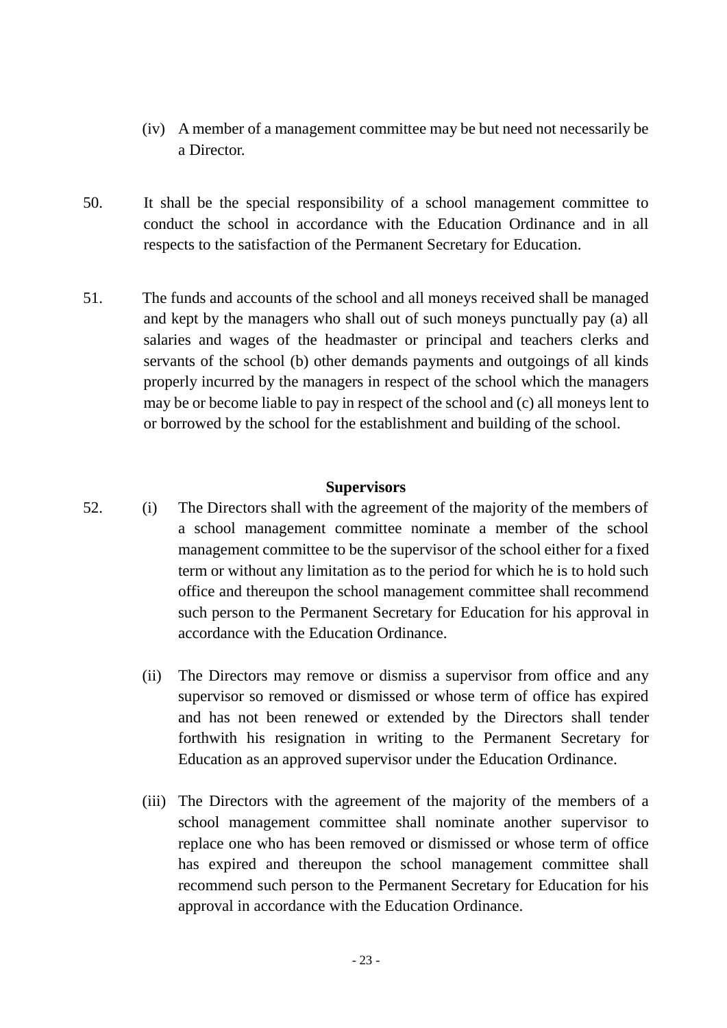(iv) A member of a management committee may be but need not necessarily be a Director.

50. It shall be the special responsibility of a school management committee to conduct the school in accordance with the Education Ordinance and in all respects to the satisfaction of the Permanent Secretary for Education.

51. The funds and accounts of the school and all moneys received shall be managed and kept by the managers who shall out of such moneys punctually pay (a) all salaries and wages of the headmaster or principal and teachers clerks and servants of the school (b) other demands payments and outgoings of all kinds properly incurred by the managers in respect of the school which the managers may be or become liable to pay in respect of the school and (c) all moneys lent to or borrowed by the school for the establishment and building of the school.

**Supervisors**

52. (i) The Directors shall with the agreement of the majority of the members of a school management committee nominate a member of the school management committee to be the supervisor of the school either for a fixed term or without any limitation as to the period for which he is to hold such office and thereupon the school management committee shall recommend such person to the Permanent Secretary for Education for his approval in accordance with the Education Ordinance.

(ii) The Directors may remove or dismiss a supervisor from office and any supervisor so removed or dismissed or whose term of office has expired and has not been renewed or extended by the Directors shall tender forthwith his resignation in writing to the Permanent Secretary for Education as an approved supervisor under the Education Ordinance.

(iii) The Directors with the agreement of the majority of the members of a school management committee shall nominate another supervisor to replace one who has been removed or dismissed or whose term of office has expired and thereupon the school management committee shall recommend such person to the Permanent Secretary for Education for his approval in accordance with the Education Ordinance.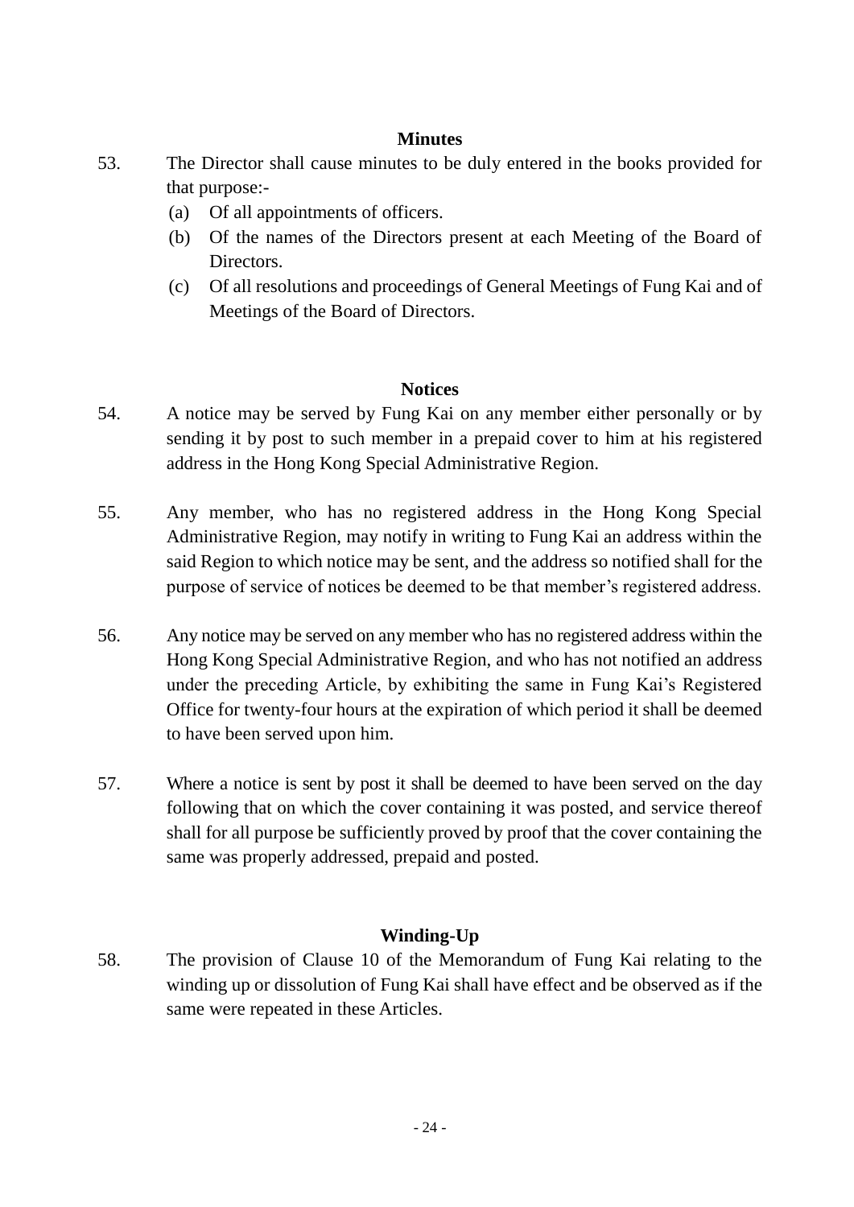## Minutes

53. The Director shall cause minutes to be duly entered in the books provided for that purpose:-
    (a) Of all appointments of officers.
    (b) Of the names of the Directors present at each Meeting of the Board of Directors.
    (c) Of all resolutions and proceedings of General Meetings of Fung Kai and of Meetings of the Board of Directors.

## Notices

54. A notice may be served by Fung Kai on any member either personally or by sending it by post to such member in a prepaid cover to him at his registered address in the Hong Kong Special Administrative Region.

55. Any member, who has no registered address in the Hong Kong Special Administrative Region, may notify in writing to Fung Kai an address within the said Region to which notice may be sent, and the address so notified shall for the purpose of service of notices be deemed to be that member's registered address.

56. Any notice may be served on any member who has no registered address within the Hong Kong Special Administrative Region, and who has not notified an address under the preceding Article, by exhibiting the same in Fung Kai's Registered Office for twenty-four hours at the expiration of which period it shall be deemed to have been served upon him.

57. Where a notice is sent by post it shall be deemed to have been served on the day following that on which the cover containing it was posted, and service thereof shall for all purpose be sufficiently proved by proof that the cover containing the same was properly addressed, prepaid and posted.

## Winding-Up

58. The provision of Clause 10 of the Memorandum of Fung Kai relating to the winding up or dissolution of Fung Kai shall have effect and be observed as if the same were repeated in these Articles.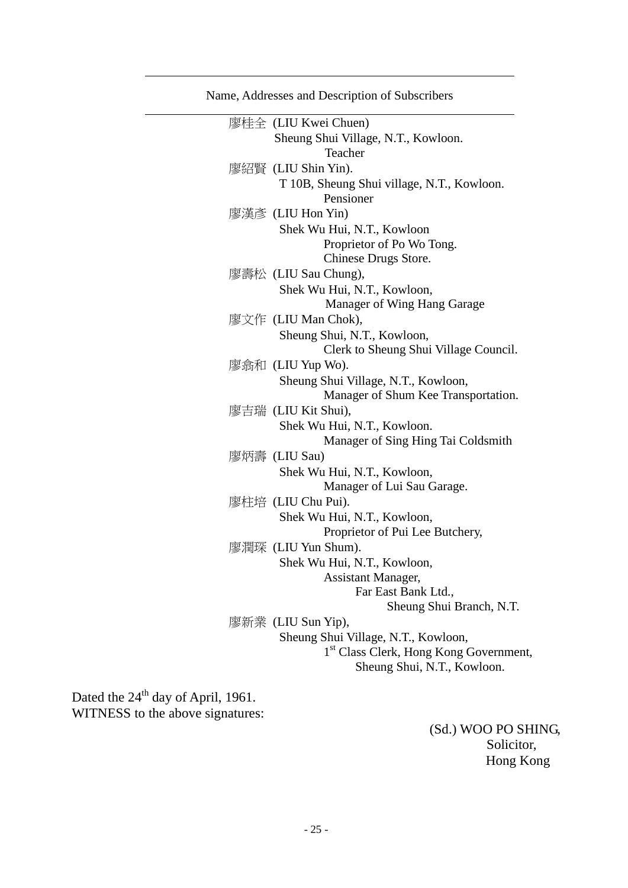Name, Addresses and Description of Subscribers

廖桂全 (LIU Kwei Chuen)
Sheung Shui Village, N.T., Kowloon.
Teacher

廖紹賢 (LIU Shin Yin).
T 10B, Sheung Shui village, N.T., Kowloon.
Pensioner

廖漢彥 (LIU Hon Yin)
Shek Wu Hui, N.T., Kowloon
Proprietor of Po Wo Tong.
Chinese Drugs Store.

廖壽松 (LIU Sau Chung),
Shek Wu Hui, N.T., Kowloon,
Manager of Wing Hang Garage

廖文作 (LIU Man Chok),
Sheung Shui, N.T., Kowloon,
Clerk to Sheung Shui Village Council.

廖翕和 (LIU Yup Wo).
Sheung Shui Village, N.T., Kowloon,
Manager of Shum Kee Transportation.

廖吉瑞 (LIU Kit Shui),
Shek Wu Hui, N.T., Kowloon.
Manager of Sing Hing Tai Coldsmith

廖炳壽 (LIU Sau)
Shek Wu Hui, N.T., Kowloon,
Manager of Lui Sau Garage.

廖柱培 (LIU Chu Pui).
Shek Wu Hui, N.T., Kowloon,
Proprietor of Pui Lee Butchery,

廖潤琛 (LIU Yun Shum).
Shek Wu Hui, N.T., Kowloon,
Assistant Manager,
Far East Bank Ltd.,
Sheung Shui Branch, N.T.

廖新業 (LIU Sun Yip),
Sheung Shui Village, N.T., Kowloon,
1st Class Clerk, Hong Kong Government,
Sheung Shui, N.T., Kowloon.

Dated the 24th day of April, 1961.
WITNESS to the above signatures:

(Sd.) WOO PO SHING,
Solicitor,
Hong Kong